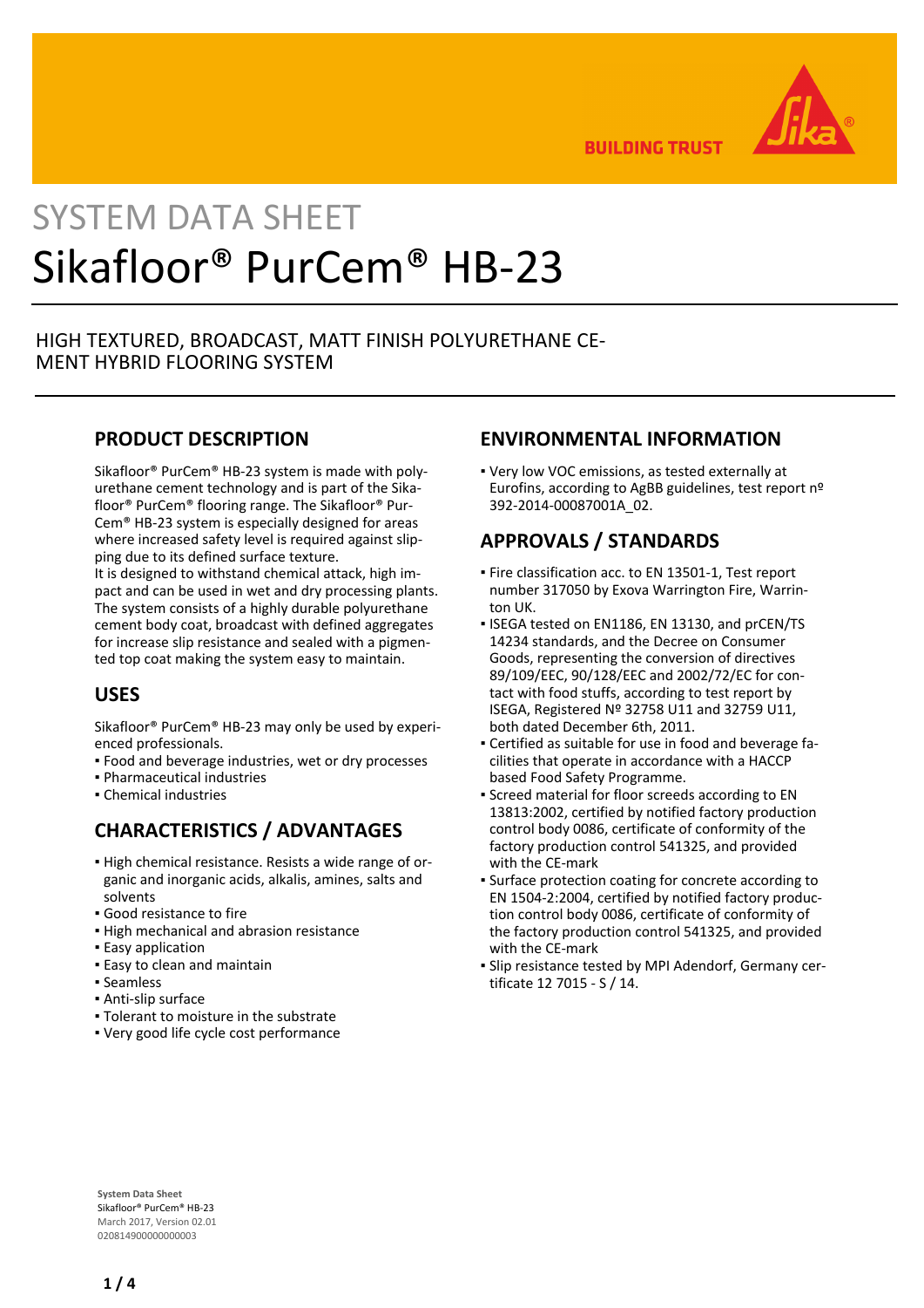# SYSTEM DATA SHEET

# Sikafloor® PurCem® HB-23

HIGH TEXTURED, BROADCAST, MATT FINISH POLYURETHANE CEMENT HYBRID FLOORING SYSTEM

## PRODUCT DESCRIPTION

Sikafloor® PurCem® HB-23 system is made with polyurethane cement technology and is part of the Sikafloor® PurCem® flooring range. The Sikafloor® PurCem® HB-23 system is especially designed for areas where increased safety level is required against slipping due to its defined surface texture.
It is designed to withstand chemical attack, high impact and can be used in wet and dry processing plants. The system consists of a highly durable polyurethane cement body coat, broadcast with defined aggregates for increase slip resistance and sealed with a pigmented top coat making the system easy to maintain.

## USES

Sikafloor® PurCem® HB-23 may only be used by experienced professionals.

- Food and beverage industries, wet or dry processes
- Pharmaceutical industries
- Chemical industries

## CHARACTERISTICS / ADVANTAGES

- High chemical resistance. Resists a wide range of organic and inorganic acids, alkalis, amines, salts and solvents
- Good resistance to fire
- High mechanical and abrasion resistance
- Easy application
- Easy to clean and maintain
- Seamless
- Anti-slip surface
- Tolerant to moisture in the substrate
- Very good life cycle cost performance

## ENVIRONMENTAL INFORMATION

- Very low VOC emissions, as tested externally at Eurofins, according to AgBB guidelines, test report nº 392-2014-00087001A_02.

## APPROVALS / STANDARDS

- Fire classification acc. to EN 13501-1, Test report number 317050 by Exova Warrington Fire, Warrington UK.
- ISEGA tested on EN1186, EN 13130, and prCEN/TS 14234 standards, and the Decree on Consumer Goods, representing the conversion of directives 89/109/EEC, 90/128/EEC and 2002/72/EC for contact with food stuffs, according to test report by ISEGA, Registered Nº 32758 U11 and 32759 U11, both dated December 6th, 2011.
- Certified as suitable for use in food and beverage facilities that operate in accordance with a HACCP based Food Safety Programme.
- Screed material for floor screeds according to EN 13813:2002, certified by notified factory production control body 0086, certificate of conformity of the factory production control 541325, and provided with the CE-mark
- Surface protection coating for concrete according to EN 1504-2:2004, certified by notified factory production control body 0086, certificate of conformity of the factory production control 541325, and provided with the CE-mark
- Slip resistance tested by MPI Adendorf, Germany certificate 12 7015 - S / 14.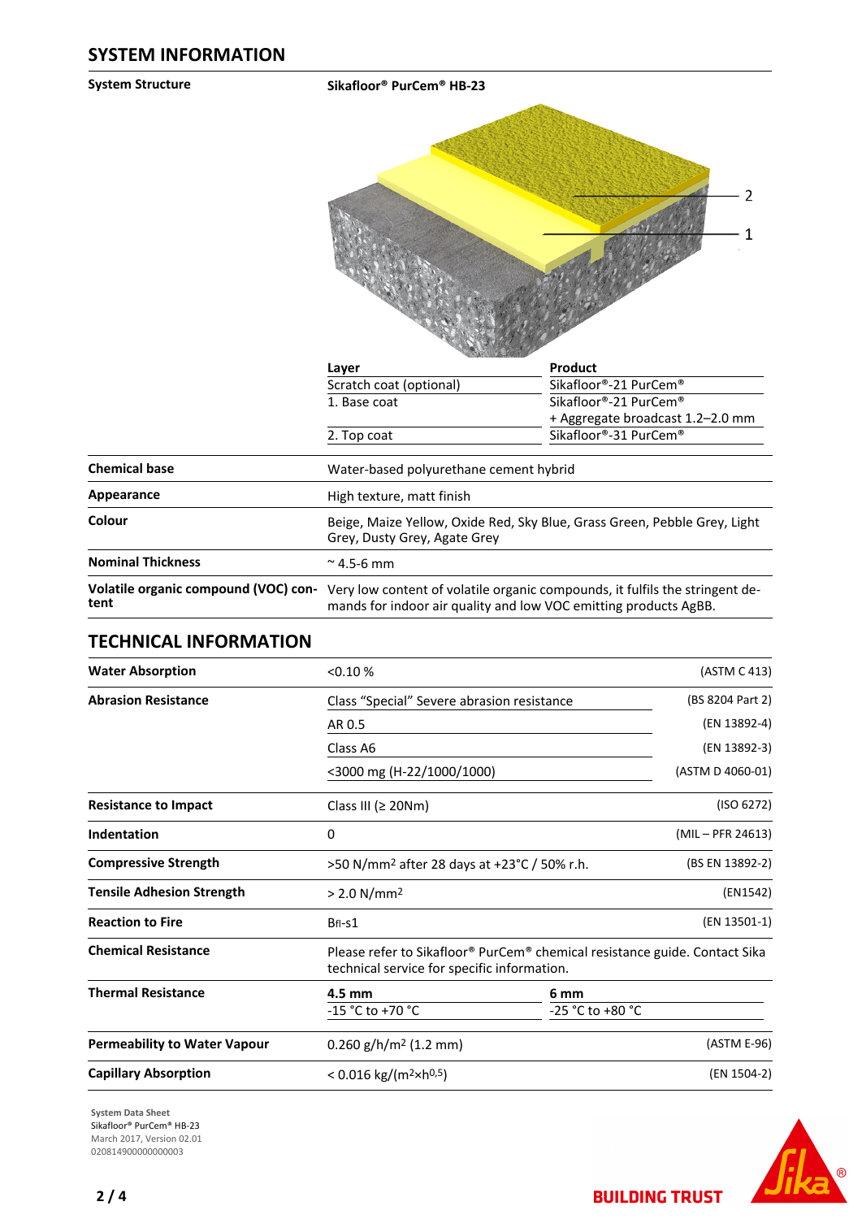## SYSTEM INFORMATION

**System Structure**

**Sikafloor® PurCem® HB-23**

2

1

| Layer | Product |
|---|---|
| Scratch coat (optional) | Sikafloor®-21 PurCem® |
| 1. Base coat | Sikafloor®-21 PurCem® + Aggregate broadcast 1.2–2.0 mm |
| 2. Top coat | Sikafloor®-31 PurCem® |

| | |
|---|---|
| **Chemical base** | Water-based polyurethane cement hybrid |
| **Appearance** | High texture, matt finish |
| **Colour** | Beige, Maize Yellow, Oxide Red, Sky Blue, Grass Green, Pebble Grey, Light Grey, Dusty Grey, Agate Grey |
| **Nominal Thickness** | ~ 4.5-6 mm |
| **Volatile organic compound (VOC) content** | Very low content of volatile organic compounds, it fulfils the stringent demands for indoor air quality and low VOC emitting products AgBB. |

## TECHNICAL INFORMATION

| | | |
|---|---|---|
| **Water Absorption** | <0.10 % | (ASTM C 413) |
| **Abrasion Resistance** | Class "Special" Severe abrasion resistance | (BS 8204 Part 2) |
| | AR 0.5 | (EN 13892-4) |
| | Class A6 | (EN 13892-3) |
| | <3000 mg (H-22/1000/1000) | (ASTM D 4060-01) |
| **Resistance to Impact** | Class III (≥ 20Nm) | (ISO 6272) |
| **Indentation** | 0 | (MIL – PFR 24613) |
| **Compressive Strength** | >50 N/mm² after 28 days at +23°C / 50% r.h. | (BS EN 13892-2) |
| **Tensile Adhesion Strength** | > 2.0 N/mm² | (EN1542) |
| **Reaction to Fire** | $B_{fl}$-s1 | (EN 13501-1) |
| **Chemical Resistance** | Please refer to Sikafloor® PurCem® chemical resistance guide. Contact Sika technical service for specific information. | |

**Thermal Resistance**

| 4.5 mm | 6 mm |
|---|---|
| -15 °C to +70 °C | -25 °C to +80 °C |

| | | |
|---|---|---|
| **Permeability to Water Vapour** | 0.260 g/h/m² (1.2 mm) | (ASTM E-96) |
| **Capillary Absorption** | < 0.016 kg/(m²×h$^{0,5}$) | (EN 1504-2) |

**System Data Sheet**
Sikafloor® PurCem® HB-23
March 2017, Version 02.01
020814900000000003

BUILDING TRUST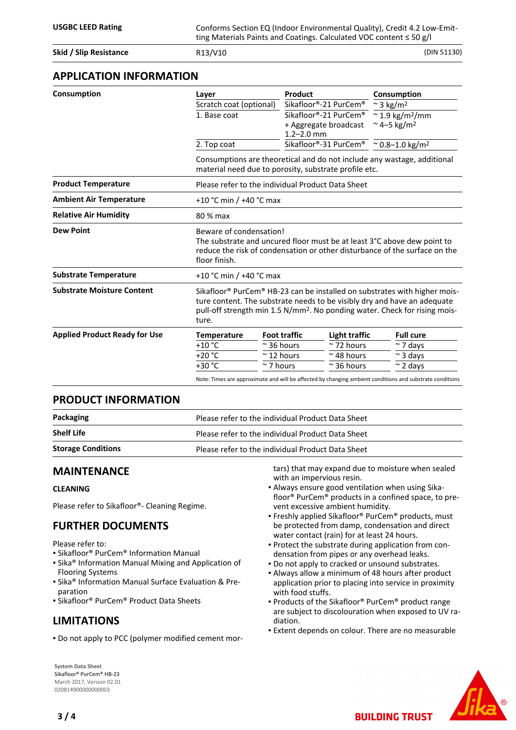| | | |
|---|---|---|
| **USGBC LEED Rating** | Conforms Section EQ (Indoor Environmental Quality), Credit 4.2 Low-Emitting Materials Paints and Coatings. Calculated VOC content ≤ 50 g/l | |
| **Skid / Slip Resistance** | R13/V10 | (DIN 51130) |

## APPLICATION INFORMATION

**Consumption**

| Layer | Product | Consumption |
|---|---|---|
| Scratch coat (optional) | Sikafloor®-21 PurCem® | ~ 3 kg/m² |
| 1. Base coat | Sikafloor®-21 PurCem® + Aggregate broadcast 1.2–2.0 mm | ~ 1.9 kg/m²/mm<br>~ 4–5 kg/m² |
| 2. Top coat | Sikafloor®-31 PurCem® | ~ 0.8–1.0 kg/m² |

Consumptions are theoretical and do not include any wastage, additional material need due to porosity, substrate profile etc.

| | |
|---|---|
| **Product Temperature** | Please refer to the individual Product Data Sheet |
| **Ambient Air Temperature** | +10 °C min / +40 °C max |
| **Relative Air Humidity** | 80 % max |
| **Dew Point** | Beware of condensation! The substrate and uncured floor must be at least 3°C above dew point to reduce the risk of condensation or other disturbance of the surface on the floor finish. |
| **Substrate Temperature** | +10 °C min / +40 °C max |
| **Substrate Moisture Content** | Sikafloor® PurCem® HB-23 can be installed on substrates with higher moisture content. The substrate needs to be visibly dry and have an adequate pull-off strength min 1.5 N/mm². No ponding water. Check for rising moisture. |

**Applied Product Ready for Use**

| Temperature | Foot traffic | Light traffic | Full cure |
|---|---|---|---|
| +10 °C | ~ 36 hours | ~ 72 hours | ~ 7 days |
| +20 °C | ~ 12 hours | ~ 48 hours | ~ 3 days |
| +30 °C | ~ 7 hours | ~ 36 hours | ~ 2 days |

Note: Times are approximate and will be affected by changing ambient conditions and substrate conditions

## PRODUCT INFORMATION

| | |
|---|---|
| **Packaging** | Please refer to the individual Product Data Sheet |
| **Shelf Life** | Please refer to the individual Product Data Sheet |
| **Storage Conditions** | Please refer to the individual Product Data Sheet |

## MAINTENANCE

### CLEANING

Please refer to Sikafloor®- Cleaning Regime.

## FURTHER DOCUMENTS

Please refer to:

- Sikafloor® PurCem® Information Manual
- Sika® Information Manual Mixing and Application of Flooring Systems
- Sika® Information Manual Surface Evaluation & Preparation
- Sikafloor® PurCem® Product Data Sheets

## LIMITATIONS

- Do not apply to PCC (polymer modified cement mortars) that may expand due to moisture when sealed with an impervious resin.
- Always ensure good ventilation when using Sikafloor® PurCem® products in a confined space, to prevent excessive ambient humidity.
- Freshly applied Sikafloor® PurCem® products, must be protected from damp, condensation and direct water contact (rain) for at least 24 hours.
- Protect the substrate during application from condensation from pipes or any overhead leaks.
- Do not apply to cracked or unsound substrates.
- Always allow a minimum of 48 hours after product application prior to placing into service in proximity with food stuffs.
- Products of the Sikafloor® PurCem® product range are subject to discolouration when exposed to UV radiation.
- Extent depends on colour. There are no measurable

System Data Sheet
Sikafloor® PurCem® HB-23
March 2017, Version 02.01
020814900000000003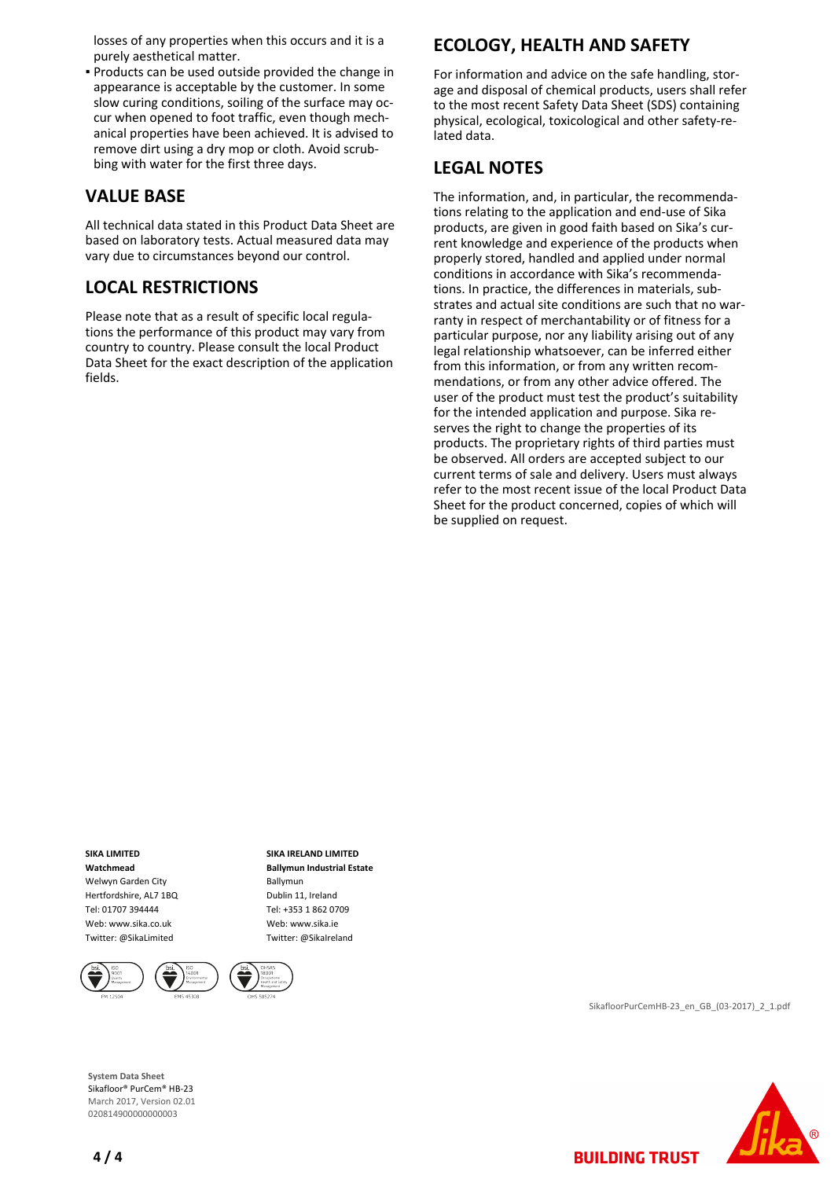losses of any properties when this occurs and it is a purely aesthetical matter.

- Products can be used outside provided the change in appearance is acceptable by the customer. In some slow curing conditions, soiling of the surface may occur when opened to foot traffic, even though mechanical properties have been achieved. It is advised to remove dirt using a dry mop or cloth. Avoid scrubbing with water for the first three days.

## VALUE BASE

All technical data stated in this Product Data Sheet are based on laboratory tests. Actual measured data may vary due to circumstances beyond our control.

## LOCAL RESTRICTIONS

Please note that as a result of specific local regulations the performance of this product may vary from country to country. Please consult the local Product Data Sheet for the exact description of the application fields.

## ECOLOGY, HEALTH AND SAFETY

For information and advice on the safe handling, storage and disposal of chemical products, users shall refer to the most recent Safety Data Sheet (SDS) containing physical, ecological, toxicological and other safety-related data.

## LEGAL NOTES

The information, and, in particular, the recommendations relating to the application and end-use of Sika products, are given in good faith based on Sika's current knowledge and experience of the products when properly stored, handled and applied under normal conditions in accordance with Sika's recommendations. In practice, the differences in materials, substrates and actual site conditions are such that no warranty in respect of merchantability or of fitness for a particular purpose, nor any liability arising out of any legal relationship whatsoever, can be inferred either from this information, or from any written recommendations, or from any other advice offered. The user of the product must test the product's suitability for the intended application and purpose. Sika reserves the right to change the properties of its products. The proprietary rights of third parties must be observed. All orders are accepted subject to our current terms of sale and delivery. Users must always refer to the most recent issue of the local Product Data Sheet for the product concerned, copies of which will be supplied on request.

**SIKA LIMITED**
**Watchmead**
Welwyn Garden City
Hertfordshire, AL7 1BQ
Tel: 01707 394444
Web: www.sika.co.uk
Twitter: @SikaLimited

**SIKA IRELAND LIMITED**
**Ballymun Industrial Estate**
Ballymun
Dublin 11, Ireland
Tel: +353 1 862 0709
Web: www.sika.ie
Twitter: @SikaIreland

FM 12504 EMS 45308 OHS 585274

SikafloorPurCemHB-23_en_GB_(03-2017)_2_1.pdf

**System Data Sheet**
Sikafloor® PurCem® HB-23
March 2017, Version 02.01
020814900000000003

**BUILDING TRUST**